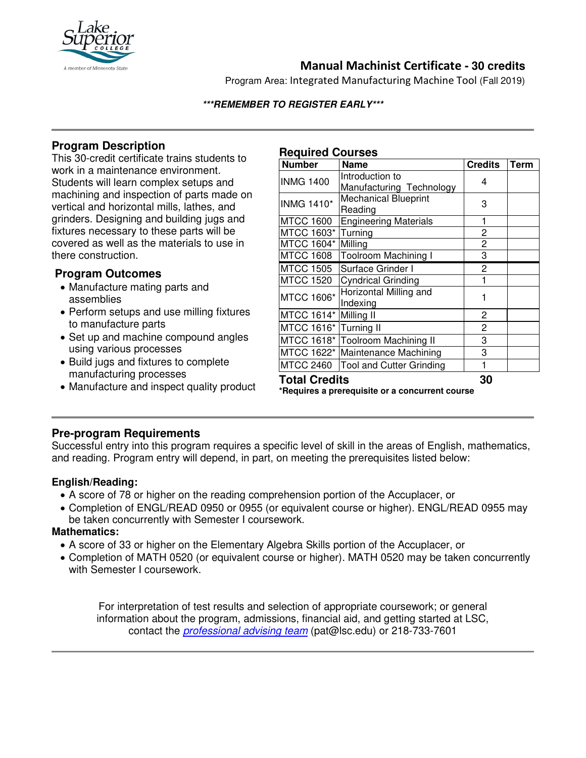## Manual Machinist Certificate - 30 credits

Program Area: Integrated Manufacturing Machine Tool (Fall 2019)

***REMEMBER TO REGISTER EARLY***

### Program Description

This 30-credit certificate trains students to work in a maintenance environment. Students will learn complex setups and machining and inspection of parts made on vertical and horizontal mills, lathes, and grinders. Designing and building jugs and fixtures necessary to these parts will be covered as well as the materials to use in there construction.

### Program Outcomes

- Manufacture mating parts and assemblies
- Perform setups and use milling fixtures to manufacture parts
- Set up and machine compound angles using various processes
- Build jugs and fixtures to complete manufacturing processes
- Manufacture and inspect quality product

### Required Courses

| Number | Name | Credits | Term |
|---|---|---|---|
| INMG 1400 | Introduction to Manufacturing Technology | 4 | |
| INMG 1410* | Mechanical Blueprint Reading | 3 | |
| MTCC 1600 | Engineering Materials | 1 | |
| MTCC 1603* | Turning | 2 | |
| MTCC 1604* | Milling | 2 | |
| MTCC 1608 | Toolroom Machining I | 3 | |
| MTCC 1505 | Surface Grinder I | 2 | |
| MTCC 1520 | Cyndrical Grinding | 1 | |
| MTCC 1606* | Horizontal Milling and Indexing | 1 | |
| MTCC 1614* | Milling II | 2 | |
| MTCC 1616* | Turning II | 2 | |
| MTCC 1618* | Toolroom Machining II | 3 | |
| MTCC 1622* | Maintenance Machining | 3 | |
| MTCC 2460 | Tool and Cutter Grinding | 1 | |
| **Total Credits** | | **30** | |

***Requires a prerequisite or a concurrent course**

### Pre-program Requirements

Successful entry into this program requires a specific level of skill in the areas of English, mathematics, and reading. Program entry will depend, in part, on meeting the prerequisites listed below:

**English/Reading:**

- A score of 78 or higher on the reading comprehension portion of the Accuplacer, or
- Completion of ENGL/READ 0950 or 0955 (or equivalent course or higher). ENGL/READ 0955 may be taken concurrently with Semester I coursework.

**Mathematics:**

- A score of 33 or higher on the Elementary Algebra Skills portion of the Accuplacer, or
- Completion of MATH 0520 (or equivalent course or higher). MATH 0520 may be taken concurrently with Semester I coursework.

For interpretation of test results and selection of appropriate coursework; or general information about the program, admissions, financial aid, and getting started at LSC, contact the *professional advising team* (pat@lsc.edu) or 218-733-7601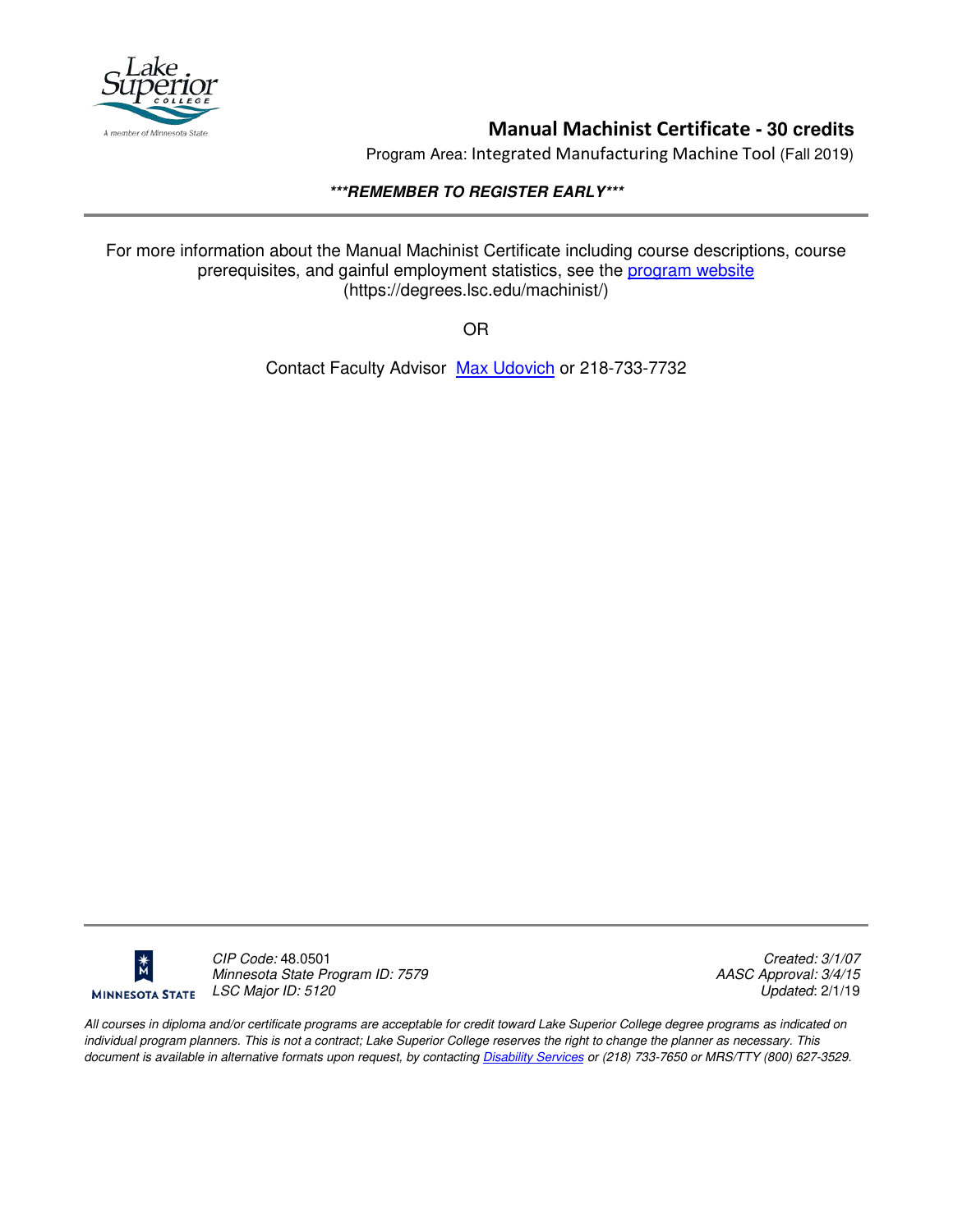## Manual Machinist Certificate - 30 credits

Program Area: Integrated Manufacturing Machine Tool (Fall 2019)

***REMEMBER TO REGISTER EARLY***

---

For more information about the Manual Machinist Certificate including course descriptions, course prerequisites, and gainful employment statistics, see the program website (https://degrees.lsc.edu/machinist/)

OR

Contact Faculty Advisor Max Udovich or 218-733-7732

---

*CIP Code:* 48.0501
*Minnesota State Program ID: 7579*
*LSC Major ID: 5120*

*Created: 3/1/07*
*AASC Approval: 3/4/15*
*Updated*: 2/1/19

*All courses in diploma and/or certificate programs are acceptable for credit toward Lake Superior College degree programs as indicated on individual program planners. This is not a contract; Lake Superior College reserves the right to change the planner as necessary. This document is available in alternative formats upon request, by contacting Disability Services or (218) 733-7650 or MRS/TTY (800) 627-3529.*